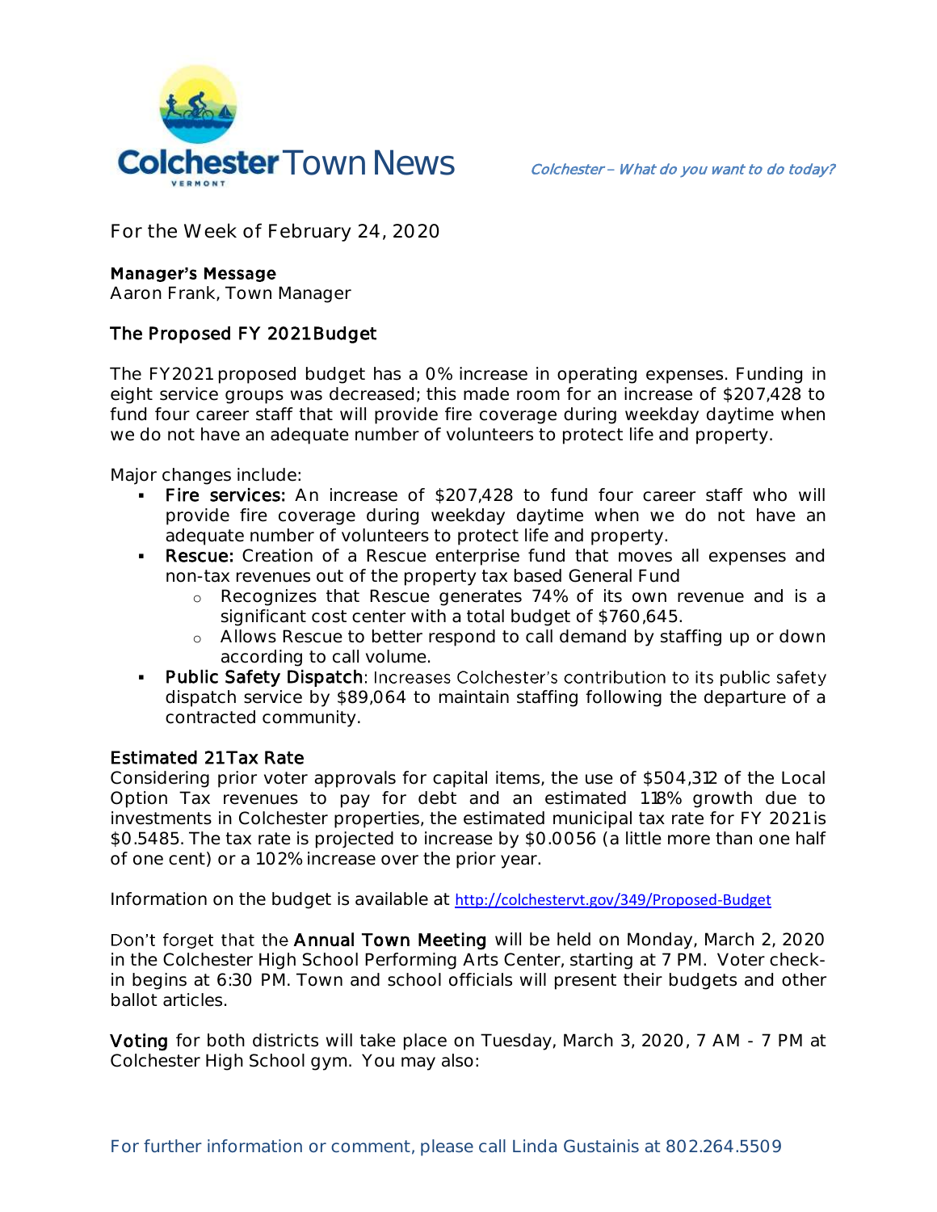# Colchester Town News

*Colchester – What do you want to do today?*

For the Week of February 24, 2020

**Manager's Message**
Aaron Frank, Town Manager

## The Proposed FY 2021 Budget

The FY2021 proposed budget has a 0% increase in operating expenses. Funding in eight service groups was decreased; this made room for an increase of $207,428 to fund four career staff that will provide fire coverage during weekday daytime when we do not have an adequate number of volunteers to protect life and property.

Major changes include:

- **Fire services:** An increase of $207,428 to fund four career staff who will provide fire coverage during weekday daytime when we do not have an adequate number of volunteers to protect life and property.
- **Rescue:** Creation of a Rescue enterprise fund that moves all expenses and non-tax revenues out of the property tax based General Fund
    - Recognizes that Rescue generates 74% of its own revenue and is a significant cost center with a total budget of $760,645.
    - Allows Rescue to better respond to call demand by staffing up or down according to call volume.
- **Public Safety Dispatch**: Increases Colchester's contribution to its public safety dispatch service by $89,064 to maintain staffing following the departure of a contracted community.

**Estimated 21 Tax Rate**
Considering prior voter approvals for capital items, the use of $504,312 of the Local Option Tax revenues to pay for debt and an estimated 1.18% growth due to investments in Colchester properties, the estimated municipal tax rate for FY 2021 is $0.5485. The tax rate is projected to increase by $0.0056 (a little more than one half of one cent) or a 1.02% increase over the prior year.

Information on the budget is available at http://colchestervt.gov/349/Proposed-Budget

Don't forget that the **Annual Town Meeting** will be held on Monday, March 2, 2020 in the Colchester High School Performing Arts Center, starting at 7 PM. Voter check-in begins at 6:30 PM. Town and school officials will present their budgets and other ballot articles.

**Voting** for both districts will take place on Tuesday, March 3, 2020, 7 AM - 7 PM at Colchester High School gym. You may also:

For further information or comment, please call Linda Gustainis at 802.264.5509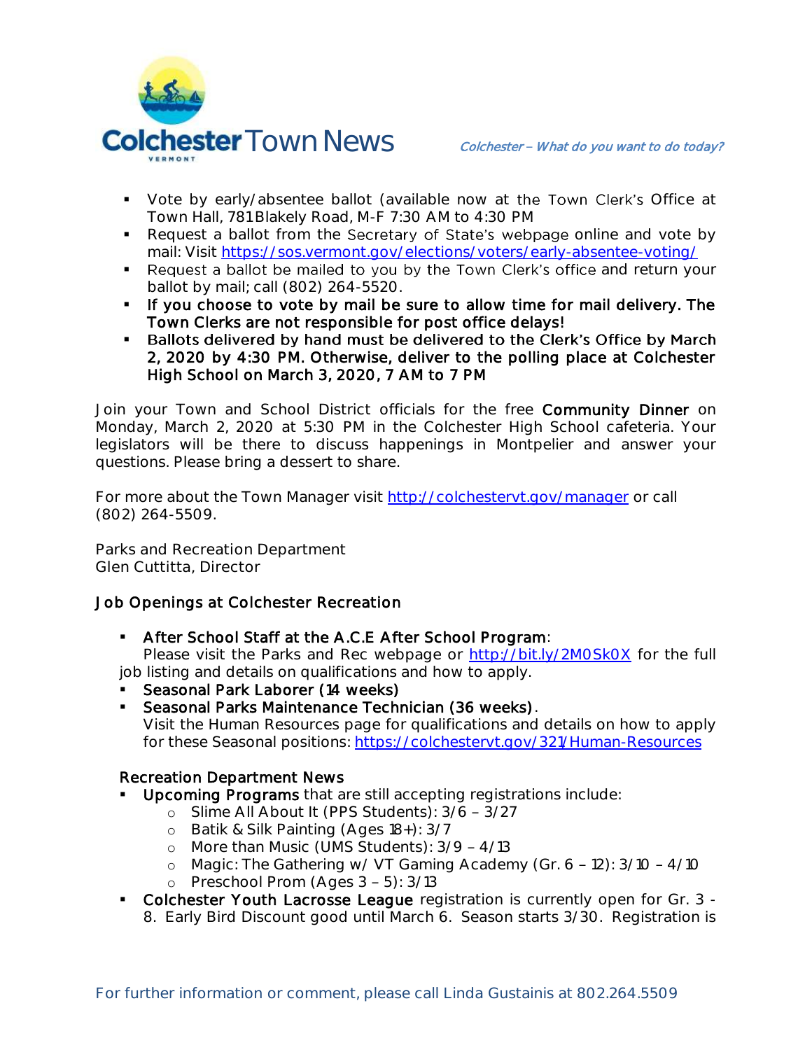- Vote by early/absentee ballot (available now at the Town Clerk's Office at Town Hall, 781 Blakely Road, M-F 7:30 AM to 4:30 PM
- Request a ballot from the Secretary of State's webpage online and vote by mail: Visit https://sos.vermont.gov/elections/voters/early-absentee-voting/
- Request a ballot be mailed to you by the Town Clerk's office and return your ballot by mail; call (802) 264-5520.
- **If you choose to vote by mail be sure to allow time for mail delivery. The Town Clerks are not responsible for post office delays!**
- **Ballots delivered by hand must be delivered to the Clerk's Office by March 2, 2020 by 4:30 PM. Otherwise, deliver to the polling place at Colchester High School on March 3, 2020, 7 AM to 7 PM**

Join your Town and School District officials for the free **Community Dinner** on Monday, March 2, 2020 at 5:30 PM in the Colchester High School cafeteria. Your legislators will be there to discuss happenings in Montpelier and answer your questions. Please bring a dessert to share.

For more about the Town Manager visit http://colchestervt.gov/manager or call (802) 264-5509.

Parks and Recreation Department
Glen Cuttitta, Director

## Job Openings at Colchester Recreation

- **After School Staff at the A.C.E After School Program**: Please visit the Parks and Rec webpage or http://bit.ly/2M0Sk0X for the full job listing and details on qualifications and how to apply.
- **Seasonal Park Laborer (14 weeks)**
- **Seasonal Parks Maintenance Technician (36 weeks)**. Visit the Human Resources page for qualifications and details on how to apply for these Seasonal positions: https://colchestervt.gov/321/Human-Resources

### Recreation Department News

- **Upcoming Programs** that are still accepting registrations include:
  - Slime All About It (PPS Students): 3/6 – 3/27
  - Batik & Silk Painting (Ages 18+): 3/7
  - More than Music (UMS Students): 3/9 – 4/13
  - Magic: The Gathering w/ VT Gaming Academy (Gr. 6 – 12): 3/10 – 4/10
  - Preschool Prom (Ages 3 – 5): 3/13
- **Colchester Youth Lacrosse League** registration is currently open for Gr. 3 - 8. Early Bird Discount good until March 6. Season starts 3/30. Registration is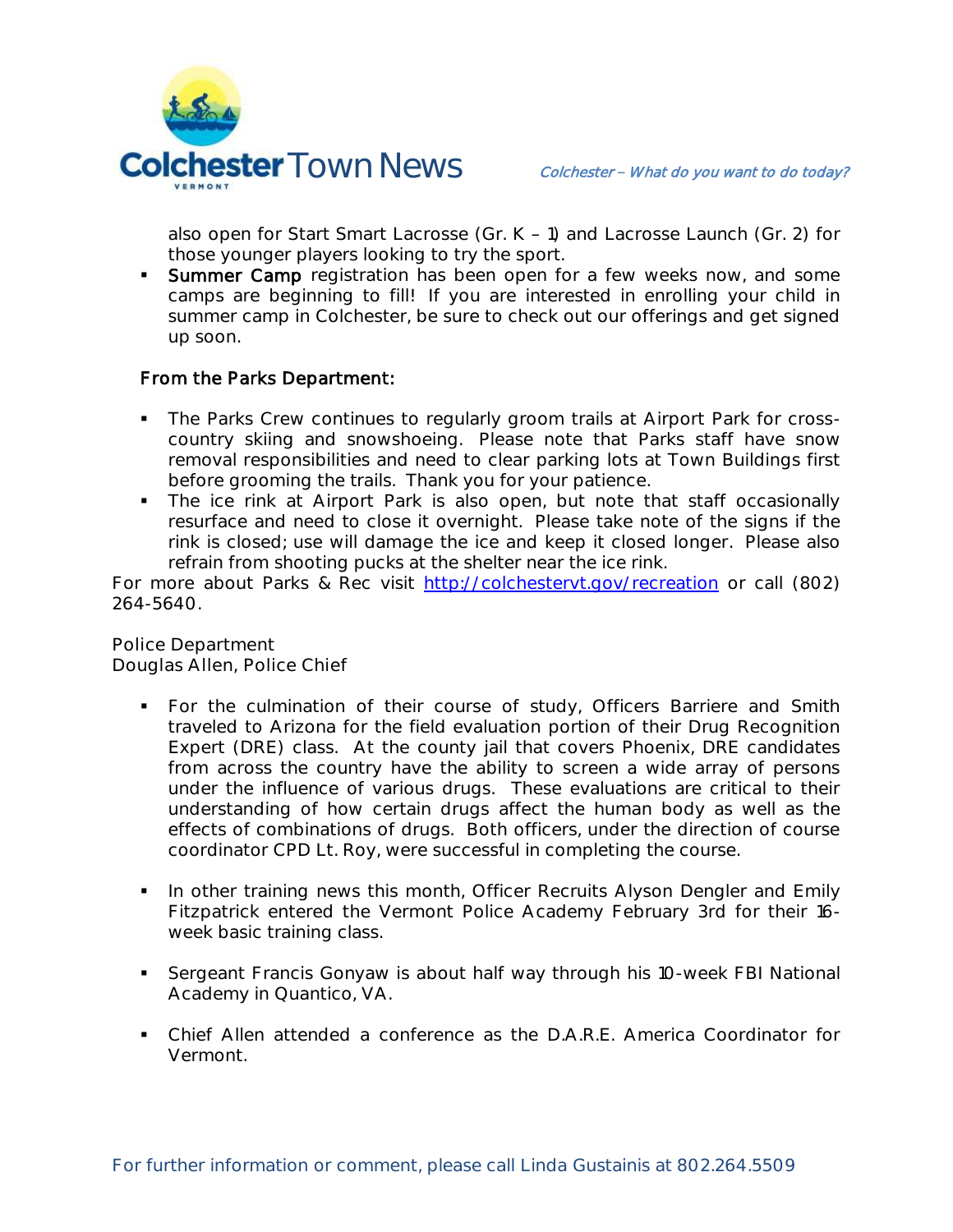also open for Start Smart Lacrosse (Gr. K – 1) and Lacrosse Launch (Gr. 2) for those younger players looking to try the sport.

- **Summer Camp** registration has been open for a few weeks now, and some camps are beginning to fill! If you are interested in enrolling your child in summer camp in Colchester, be sure to check out our offerings and get signed up soon.

**From the Parks Department:**

- The Parks Crew continues to regularly groom trails at Airport Park for cross-country skiing and snowshoeing. Please note that Parks staff have snow removal responsibilities and need to clear parking lots at Town Buildings first before grooming the trails. Thank you for your patience.
- The ice rink at Airport Park is also open, but note that staff occasionally resurface and need to close it overnight. Please take note of the signs if the rink is closed; use will damage the ice and keep it closed longer. Please also refrain from shooting pucks at the shelter near the ice rink.

For more about Parks & Rec visit [http://colchestervt.gov/recreation](http://colchestervt.gov/recreation) or call (802) 264-5640.

Police Department
Douglas Allen, Police Chief

- For the culmination of their course of study, Officers Barriere and Smith traveled to Arizona for the field evaluation portion of their Drug Recognition Expert (DRE) class. At the county jail that covers Phoenix, DRE candidates from across the country have the ability to screen a wide array of persons under the influence of various drugs. These evaluations are critical to their understanding of how certain drugs affect the human body as well as the effects of combinations of drugs. Both officers, under the direction of course coordinator CPD Lt. Roy, were successful in completing the course.

- In other training news this month, Officer Recruits Alyson Dengler and Emily Fitzpatrick entered the Vermont Police Academy February 3rd for their 16-week basic training class.

- Sergeant Francis Gonyaw is about half way through his 10-week FBI National Academy in Quantico, VA.

- Chief Allen attended a conference as the D.A.R.E. America Coordinator for Vermont.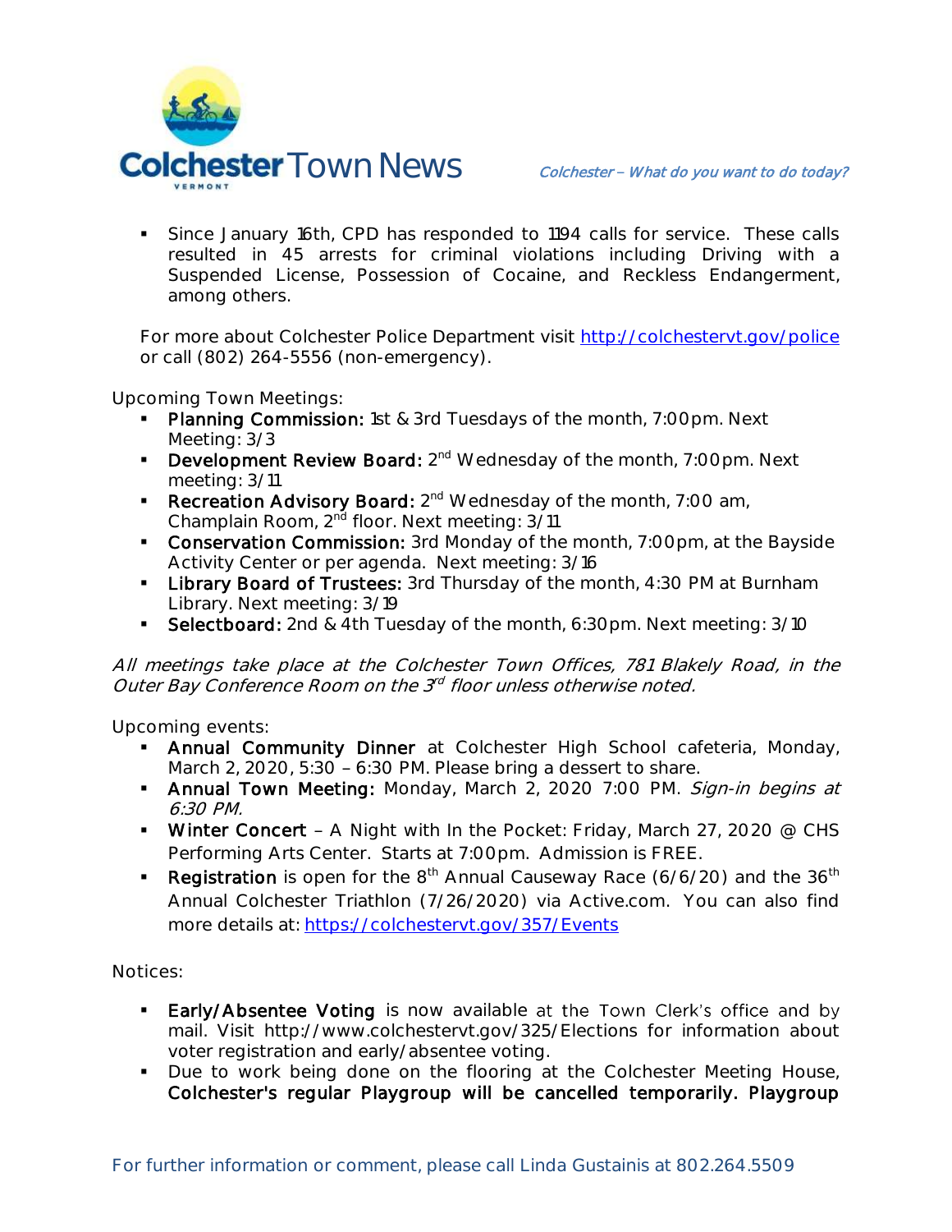- Since January 16th, CPD has responded to 1194 calls for service. These calls resulted in 45 arrests for criminal violations including Driving with a Suspended License, Possession of Cocaine, and Reckless Endangerment, among others.

For more about Colchester Police Department visit http://colchestervt.gov/police or call (802) 264-5556 (non-emergency).

Upcoming Town Meetings:

- **Planning Commission:** 1st & 3rd Tuesdays of the month, 7:00pm. Next Meeting: 3/3
- **Development Review Board:** 2nd Wednesday of the month, 7:00pm. Next meeting: 3/11
- **Recreation Advisory Board:** 2nd Wednesday of the month, 7:00 am, Champlain Room, 2nd floor. Next meeting: 3/11
- **Conservation Commission:** 3rd Monday of the month, 7:00pm, at the Bayside Activity Center or per agenda. Next meeting: 3/16
- **Library Board of Trustees:** 3rd Thursday of the month, 4:30 PM at Burnham Library. Next meeting: 3/19
- **Selectboard:** 2nd & 4th Tuesday of the month, 6:30pm. Next meeting: 3/10

*All meetings take place at the Colchester Town Offices, 781 Blakely Road, in the Outer Bay Conference Room on the 3rd floor unless otherwise noted.*

Upcoming events:

- **Annual Community Dinner** at Colchester High School cafeteria, Monday, March 2, 2020, 5:30 – 6:30 PM. Please bring a dessert to share.
- **Annual Town Meeting:** Monday, March 2, 2020 7:00 PM. *Sign-in begins at 6:30 PM.*
- **Winter Concert** – A Night with In the Pocket: Friday, March 27, 2020 @ CHS Performing Arts Center. Starts at 7:00pm. Admission is FREE.
- **Registration** is open for the 8th Annual Causeway Race (6/6/20) and the 36th Annual Colchester Triathlon (7/26/2020) via Active.com. You can also find more details at: https://colchestervt.gov/357/Events

Notices:

- **Early/Absentee Voting** is now available at the Town Clerk's office and by mail. Visit http://www.colchestervt.gov/325/Elections for information about voter registration and early/absentee voting.
- Due to work being done on the flooring at the Colchester Meeting House, **Colchester's regular Playgroup will be cancelled temporarily. Playgroup**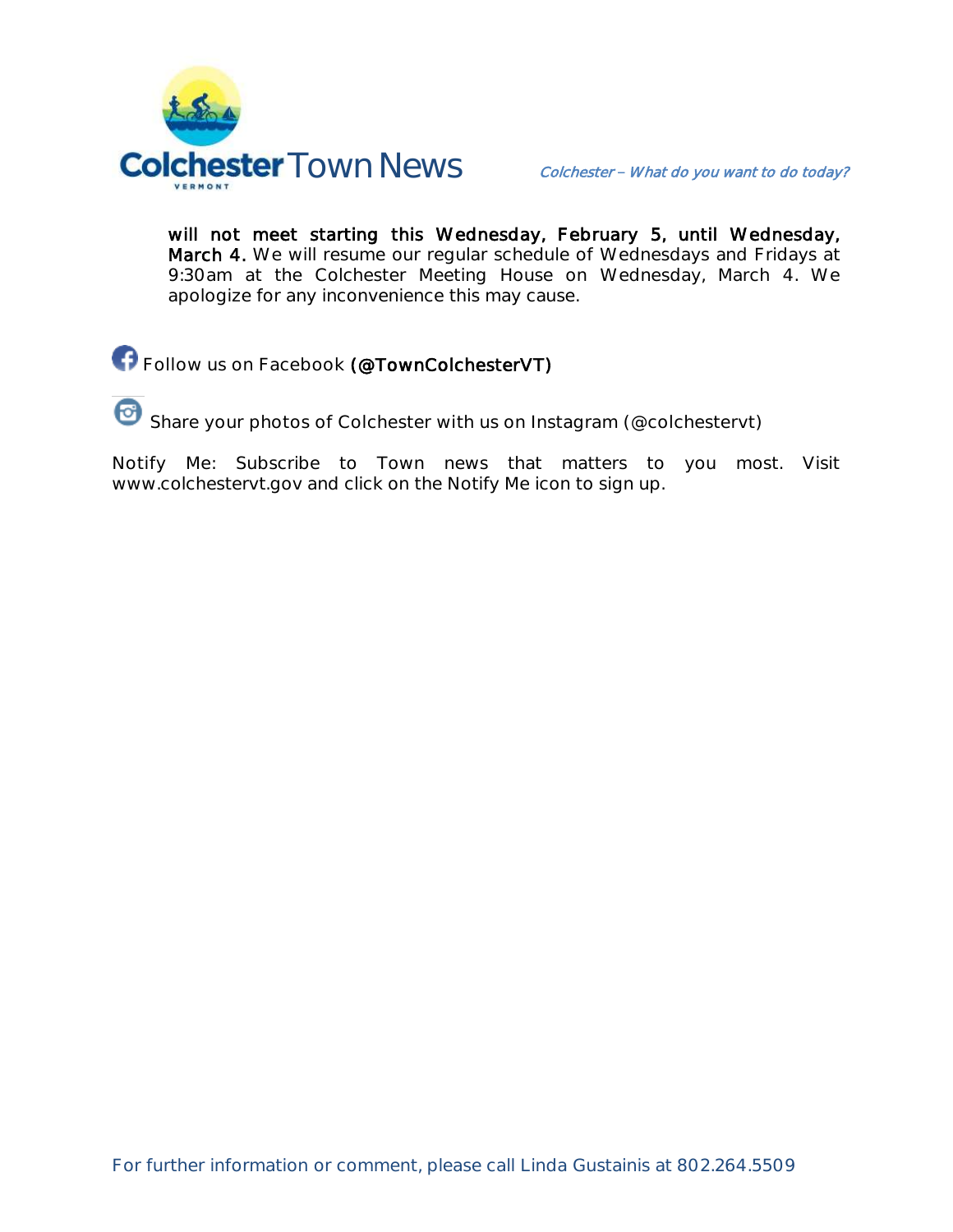**will not meet starting this Wednesday, February 5, until Wednesday, March 4.** We will resume our regular schedule of Wednesdays and Fridays at 9:30am at the Colchester Meeting House on Wednesday, March 4. We apologize for any inconvenience this may cause.

Follow us on Facebook **(@TownColchesterVT)**

Share your photos of Colchester with us on Instagram (@colchestervt)

Notify Me: Subscribe to Town news that matters to you most. Visit www.colchestervt.gov and click on the Notify Me icon to sign up.

For further information or comment, please call Linda Gustainis at 802.264.5509